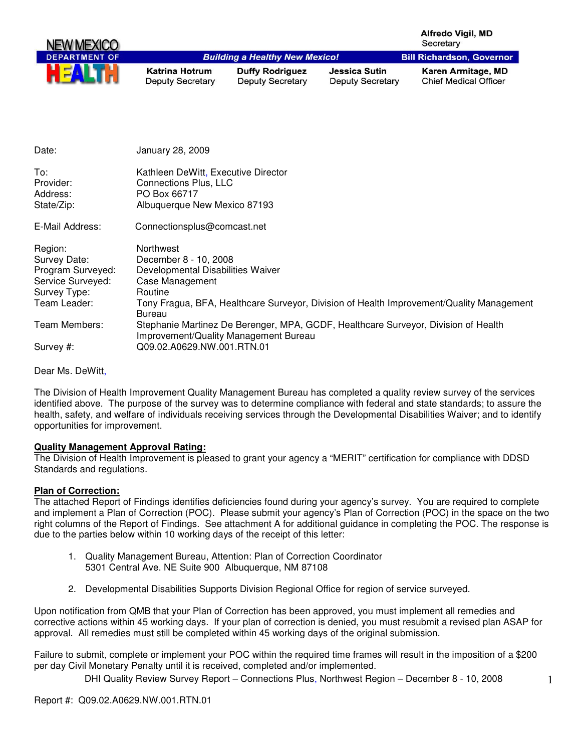NEW MEXICO DEPARTMENT OF HEALTH

**Building a Healthy New Mexico!**

**Alfredo Vigil, MD**
Secretary

**Bill Richardson, Governor**

| **Katrina Hotrum** | **Duffy Rodriguez** | **Jessica Sutin** | **Karen Armitage, MD** |
|---|---|---|---|
| Deputy Secretary | Deputy Secretary | Deputy Secretary | Chief Medical Officer |

| | |
|---|---|
| Date: | January 28, 2009 |
| To: | Kathleen DeWitt, Executive Director |
| Provider: | Connections Plus, LLC |
| Address: | PO Box 66717 |
| State/Zip: | Albuquerque New Mexico 87193 |
| E-Mail Address: | Connectionsplus@comcast.net |
| Region: | Northwest |
| Survey Date: | December 8 - 10, 2008 |
| Program Surveyed: | Developmental Disabilities Waiver |
| Service Surveyed: | Case Management |
| Survey Type: | Routine |
| Team Leader: | Tony Fragua, BFA, Healthcare Surveyor, Division of Health Improvement/Quality Management Bureau |
| Team Members: | Stephanie Martinez De Berenger, MPA, GCDF, Healthcare Surveyor, Division of Health Improvement/Quality Management Bureau |
| Survey #: | Q09.02.A0629.NW.001.RTN.01 |

Dear Ms. DeWitt,

The Division of Health Improvement Quality Management Bureau has completed a quality review survey of the services identified above. The purpose of the survey was to determine compliance with federal and state standards; to assure the health, safety, and welfare of individuals receiving services through the Developmental Disabilities Waiver; and to identify opportunities for improvement.

**Quality Management Approval Rating:**
The Division of Health Improvement is pleased to grant your agency a "MERIT" certification for compliance with DDSD Standards and regulations.

**Plan of Correction:**
The attached Report of Findings identifies deficiencies found during your agency's survey. You are required to complete and implement a Plan of Correction (POC). Please submit your agency's Plan of Correction (POC) in the space on the two right columns of the Report of Findings. See attachment A for additional guidance in completing the POC. The response is due to the parties below within 10 working days of the receipt of this letter:

1. Quality Management Bureau, Attention: Plan of Correction Coordinator
   5301 Central Ave. NE Suite 900 Albuquerque, NM 87108

2. Developmental Disabilities Supports Division Regional Office for region of service surveyed.

Upon notification from QMB that your Plan of Correction has been approved, you must implement all remedies and corrective actions within 45 working days. If your plan of correction is denied, you must resubmit a revised plan ASAP for approval. All remedies must still be completed within 45 working days of the original submission.

Failure to submit, complete or implement your POC within the required time frames will result in the imposition of a $200 per day Civil Monetary Penalty until it is received, completed and/or implemented.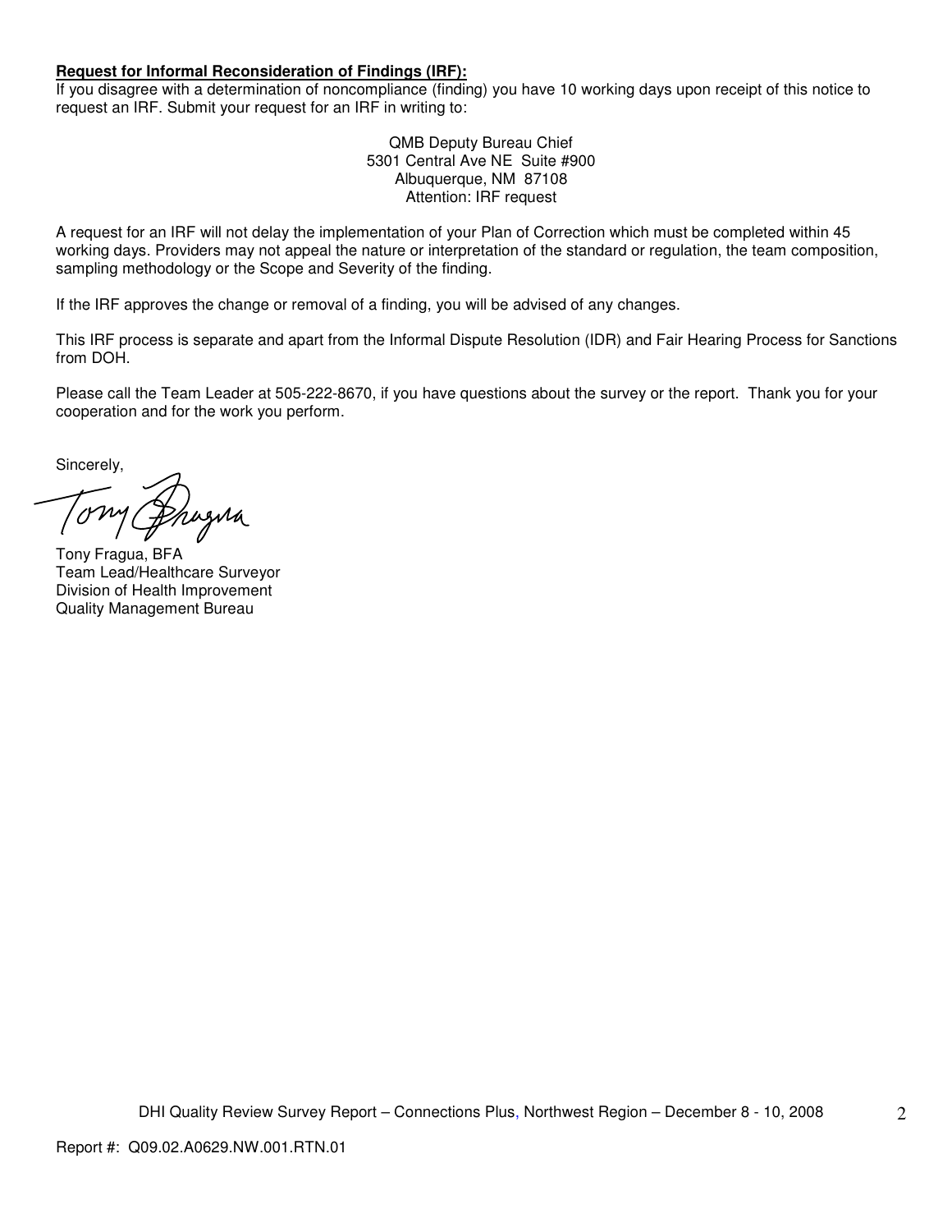**Request for Informal Reconsideration of Findings (IRF):**
If you disagree with a determination of noncompliance (finding) you have 10 working days upon receipt of this notice to request an IRF. Submit your request for an IRF in writing to:

QMB Deputy Bureau Chief
5301 Central Ave NE Suite #900
Albuquerque, NM 87108
Attention: IRF request

A request for an IRF will not delay the implementation of your Plan of Correction which must be completed within 45 working days. Providers may not appeal the nature or interpretation of the standard or regulation, the team composition, sampling methodology or the Scope and Severity of the finding.

If the IRF approves the change or removal of a finding, you will be advised of any changes.

This IRF process is separate and apart from the Informal Dispute Resolution (IDR) and Fair Hearing Process for Sanctions from DOH.

Please call the Team Leader at 505-222-8670, if you have questions about the survey or the report. Thank you for your cooperation and for the work you perform.

Sincerely,

Tony Fragua, BFA
Team Lead/Healthcare Surveyor
Division of Health Improvement
Quality Management Bureau

DHI Quality Review Survey Report – Connections Plus, Northwest Region – December 8 - 10, 2008

Report #: Q09.02.A0629.NW.001.RTN.01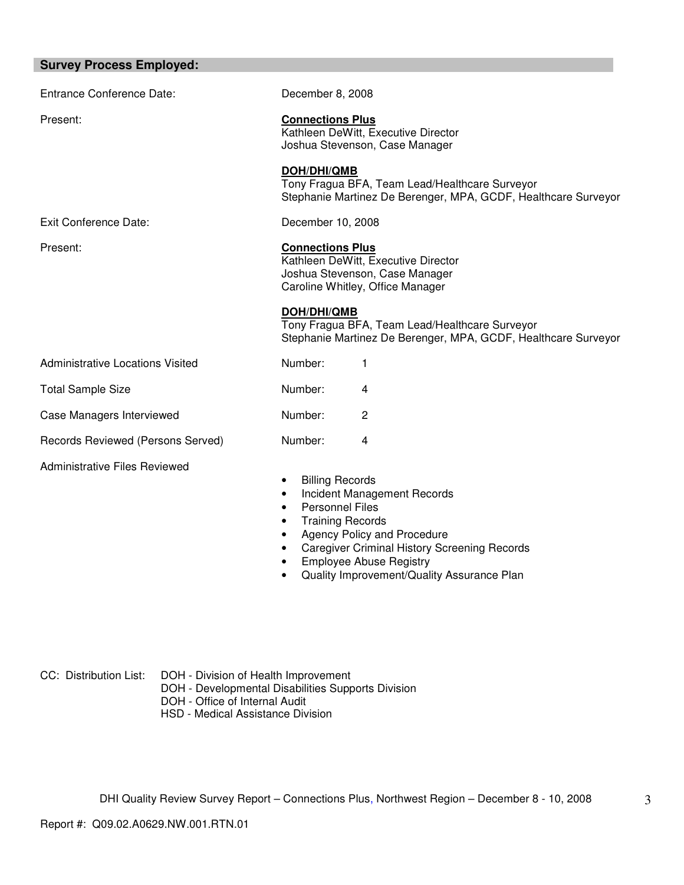## Survey Process Employed:

| | |
|---|---|
| Entrance Conference Date: | December 8, 2008 |
| Present: | **Connections Plus**<br>Kathleen DeWitt, Executive Director<br>Joshua Stevenson, Case Manager<br><br>**DOH/DHI/QMB**<br>Tony Fragua BFA, Team Lead/Healthcare Surveyor<br>Stephanie Martinez De Berenger, MPA, GCDF, Healthcare Surveyor |
| Exit Conference Date: | December 10, 2008 |
| Present: | **Connections Plus**<br>Kathleen DeWitt, Executive Director<br>Joshua Stevenson, Case Manager<br>Caroline Whitley, Office Manager<br><br>**DOH/DHI/QMB**<br>Tony Fragua BFA, Team Lead/Healthcare Surveyor<br>Stephanie Martinez De Berenger, MPA, GCDF, Healthcare Surveyor |
| Administrative Locations Visited | Number: 1 |
| Total Sample Size | Number: 4 |
| Case Managers Interviewed | Number: 2 |
| Records Reviewed (Persons Served) | Number: 4 |

Administrative Files Reviewed

- Billing Records
- Incident Management Records
- Personnel Files
- Training Records
- Agency Policy and Procedure
- Caregiver Criminal History Screening Records
- Employee Abuse Registry
- Quality Improvement/Quality Assurance Plan

CC: Distribution List:
DOH - Division of Health Improvement
DOH - Developmental Disabilities Supports Division
DOH - Office of Internal Audit
HSD - Medical Assistance Division

DHI Quality Review Survey Report – Connections Plus, Northwest Region – December 8 - 10, 2008

Report #: Q09.02.A0629.NW.001.RTN.01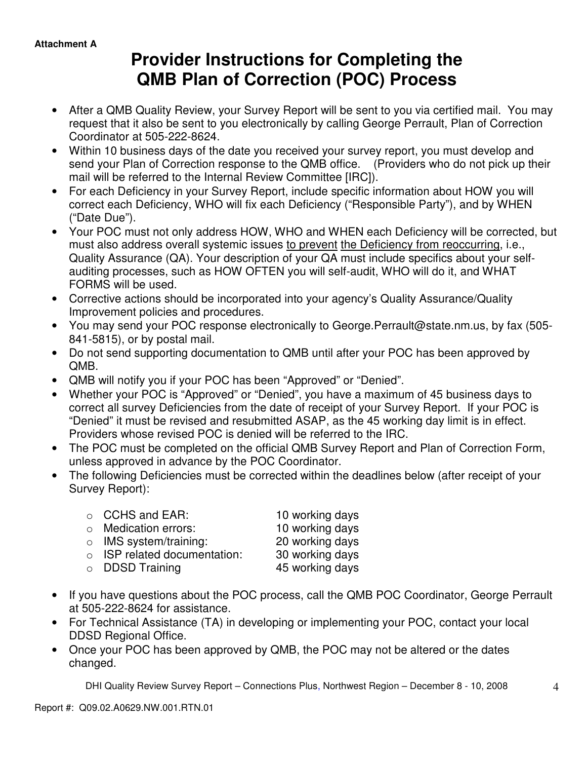**Attachment A**

# Provider Instructions for Completing the QMB Plan of Correction (POC) Process

- After a QMB Quality Review, your Survey Report will be sent to you via certified mail. You may request that it also be sent to you electronically by calling George Perrault, Plan of Correction Coordinator at 505-222-8624.
- Within 10 business days of the date you received your survey report, you must develop and send your Plan of Correction response to the QMB office. (Providers who do not pick up their mail will be referred to the Internal Review Committee [IRC]).
- For each Deficiency in your Survey Report, include specific information about HOW you will correct each Deficiency, WHO will fix each Deficiency ("Responsible Party"), and by WHEN ("Date Due").
- Your POC must not only address HOW, WHO and WHEN each Deficiency will be corrected, but must also address overall systemic issues <u>to prevent</u> <u>the Deficiency from reoccurring</u>, i.e., Quality Assurance (QA). Your description of your QA must include specifics about your self-auditing processes, such as HOW OFTEN you will self-audit, WHO will do it, and WHAT FORMS will be used.
- Corrective actions should be incorporated into your agency's Quality Assurance/Quality Improvement policies and procedures.
- You may send your POC response electronically to George.Perrault@state.nm.us, by fax (505-841-5815), or by postal mail.
- Do not send supporting documentation to QMB until after your POC has been approved by QMB.
- QMB will notify you if your POC has been "Approved" or "Denied".
- Whether your POC is "Approved" or "Denied", you have a maximum of 45 business days to correct all survey Deficiencies from the date of receipt of your Survey Report. If your POC is "Denied" it must be revised and resubmitted ASAP, as the 45 working day limit is in effect. Providers whose revised POC is denied will be referred to the IRC.
- The POC must be completed on the official QMB Survey Report and Plan of Correction Form, unless approved in advance by the POC Coordinator.
- The following Deficiencies must be corrected within the deadlines below (after receipt of your Survey Report):
    - CCHS and EAR: 10 working days
    - Medication errors: 10 working days
    - IMS system/training: 20 working days
    - ISP related documentation: 30 working days
    - DDSD Training 45 working days
- If you have questions about the POC process, call the QMB POC Coordinator, George Perrault at 505-222-8624 for assistance.
- For Technical Assistance (TA) in developing or implementing your POC, contact your local DDSD Regional Office.
- Once your POC has been approved by QMB, the POC may not be altered or the dates changed.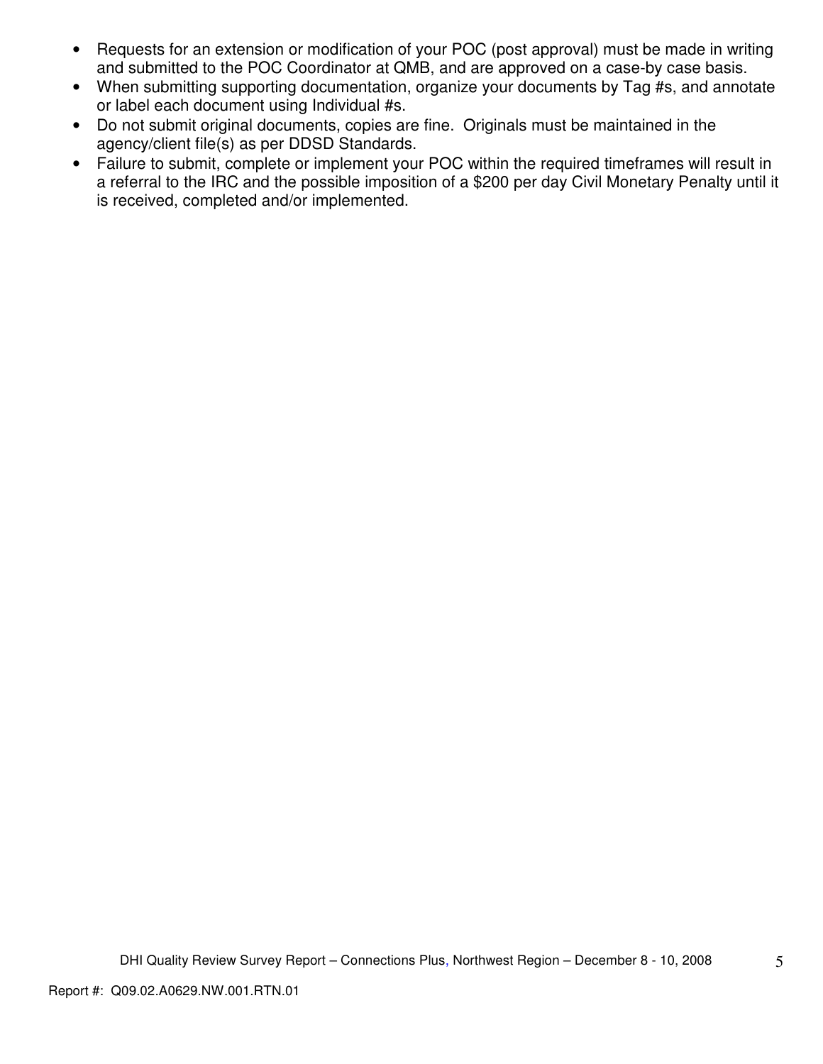- Requests for an extension or modification of your POC (post approval) must be made in writing and submitted to the POC Coordinator at QMB, and are approved on a case-by case basis.
- When submitting supporting documentation, organize your documents by Tag #s, and annotate or label each document using Individual #s.
- Do not submit original documents, copies are fine. Originals must be maintained in the agency/client file(s) as per DDSD Standards.
- Failure to submit, complete or implement your POC within the required timeframes will result in a referral to the IRC and the possible imposition of a $200 per day Civil Monetary Penalty until it is received, completed and/or implemented.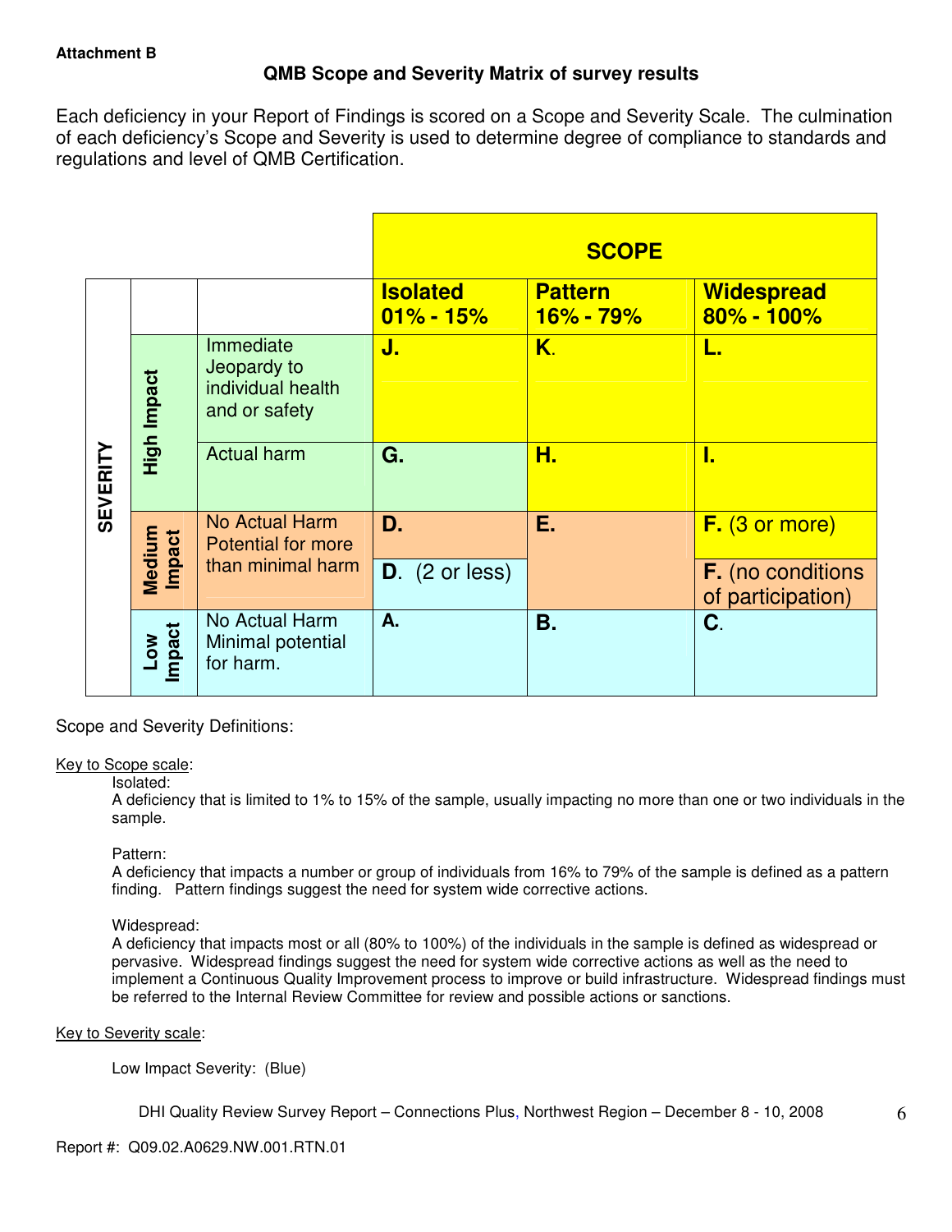**Attachment B**

## QMB Scope and Severity Matrix of survey results

Each deficiency in your Report of Findings is scored on a Scope and Severity Scale. The culmination of each deficiency's Scope and Severity is used to determine degree of compliance to standards and regulations and level of QMB Certification.

| | | | **SCOPE** | | |
|---|---|---|---|---|---|
| **SEVERITY** | | | **Isolated 01% - 15%** | **Pattern 16% - 79%** | **Widespread 80% - 100%** |
| | **High Impact** | Immediate Jeopardy to individual health and or safety | **J.** | **K.** | **L.** |
| | **High Impact** | Actual harm | **G.** | **H.** | **I.** |
| | **Medium Impact** | No Actual Harm Potential for more than minimal harm | **D.** | **E.** | **F.** (3 or more) |
| | **Medium Impact** | | **D.** (2 or less) | | **F.** (no conditions of participation) |
| | **Low Impact** | No Actual Harm Minimal potential for harm. | **A.** | **B.** | **C.** |

Scope and Severity Definitions:

Key to Scope scale:

Isolated:
A deficiency that is limited to 1% to 15% of the sample, usually impacting no more than one or two individuals in the sample.

Pattern:
A deficiency that impacts a number or group of individuals from 16% to 79% of the sample is defined as a pattern finding. Pattern findings suggest the need for system wide corrective actions.

Widespread:
A deficiency that impacts most or all (80% to 100%) of the individuals in the sample is defined as widespread or pervasive. Widespread findings suggest the need for system wide corrective actions as well as the need to implement a Continuous Quality Improvement process to improve or build infrastructure. Widespread findings must be referred to the Internal Review Committee for review and possible actions or sanctions.

Key to Severity scale:

Low Impact Severity: (Blue)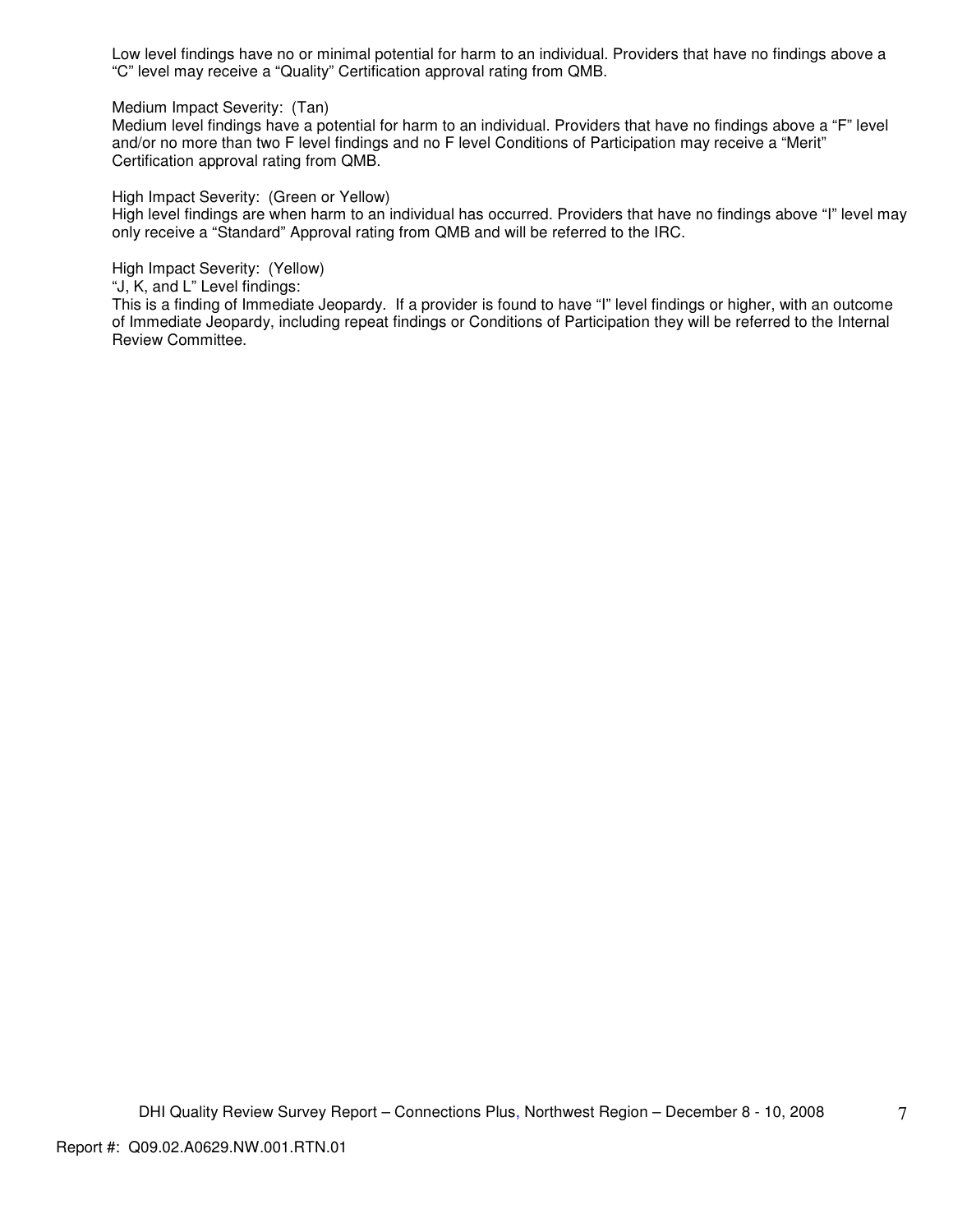Low level findings have no or minimal potential for harm to an individual. Providers that have no findings above a "C" level may receive a "Quality" Certification approval rating from QMB.

Medium Impact Severity: (Tan)
Medium level findings have a potential for harm to an individual. Providers that have no findings above a "F" level and/or no more than two F level findings and no F level Conditions of Participation may receive a "Merit" Certification approval rating from QMB.

High Impact Severity: (Green or Yellow)
High level findings are when harm to an individual has occurred. Providers that have no findings above "I" level may only receive a "Standard" Approval rating from QMB and will be referred to the IRC.

High Impact Severity: (Yellow)
"J, K, and L" Level findings:
This is a finding of Immediate Jeopardy. If a provider is found to have "I" level findings or higher, with an outcome of Immediate Jeopardy, including repeat findings or Conditions of Participation they will be referred to the Internal Review Committee.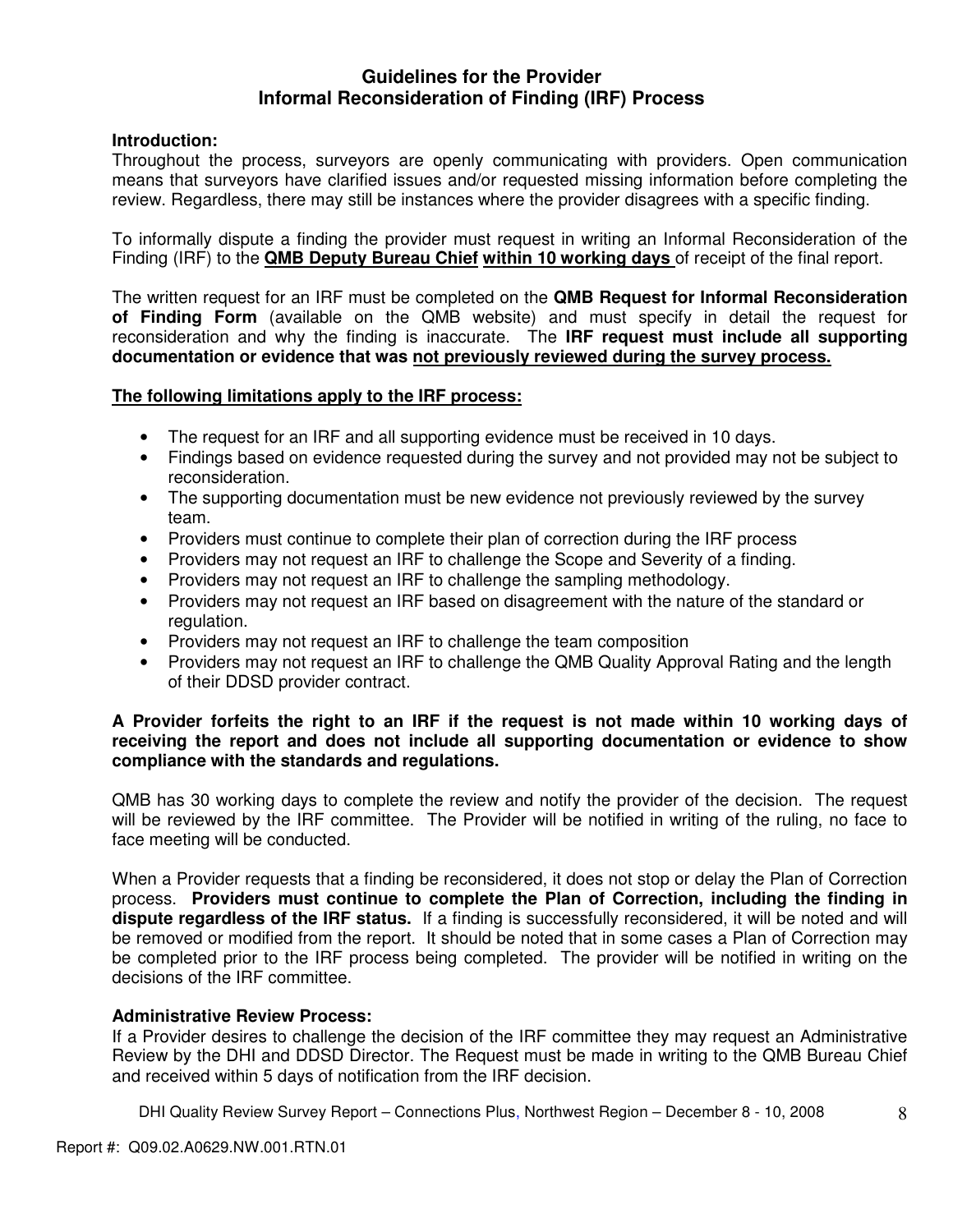## Guidelines for the Provider
## Informal Reconsideration of Finding (IRF) Process

**Introduction:**
Throughout the process, surveyors are openly communicating with providers. Open communication means that surveyors have clarified issues and/or requested missing information before completing the review. Regardless, there may still be instances where the provider disagrees with a specific finding.

To informally dispute a finding the provider must request in writing an Informal Reconsideration of the Finding (IRF) to the **QMB Deputy Bureau Chief** **within 10 working days** of receipt of the final report.

The written request for an IRF must be completed on the **QMB Request for Informal Reconsideration of Finding Form** (available on the QMB website) and must specify in detail the request for reconsideration and why the finding is inaccurate. The **IRF request must include all supporting documentation or evidence that was not previously reviewed during the survey process.**

**The following limitations apply to the IRF process:**

- The request for an IRF and all supporting evidence must be received in 10 days.
- Findings based on evidence requested during the survey and not provided may not be subject to reconsideration.
- The supporting documentation must be new evidence not previously reviewed by the survey team.
- Providers must continue to complete their plan of correction during the IRF process
- Providers may not request an IRF to challenge the Scope and Severity of a finding.
- Providers may not request an IRF to challenge the sampling methodology.
- Providers may not request an IRF based on disagreement with the nature of the standard or regulation.
- Providers may not request an IRF to challenge the team composition
- Providers may not request an IRF to challenge the QMB Quality Approval Rating and the length of their DDSD provider contract.

**A Provider forfeits the right to an IRF if the request is not made within 10 working days of receiving the report and does not include all supporting documentation or evidence to show compliance with the standards and regulations.**

QMB has 30 working days to complete the review and notify the provider of the decision. The request will be reviewed by the IRF committee. The Provider will be notified in writing of the ruling, no face to face meeting will be conducted.

When a Provider requests that a finding be reconsidered, it does not stop or delay the Plan of Correction process. **Providers must continue to complete the Plan of Correction, including the finding in dispute regardless of the IRF status.** If a finding is successfully reconsidered, it will be noted and will be removed or modified from the report. It should be noted that in some cases a Plan of Correction may be completed prior to the IRF process being completed. The provider will be notified in writing on the decisions of the IRF committee.

**Administrative Review Process:**
If a Provider desires to challenge the decision of the IRF committee they may request an Administrative Review by the DHI and DDSD Director. The Request must be made in writing to the QMB Bureau Chief and received within 5 days of notification from the IRF decision.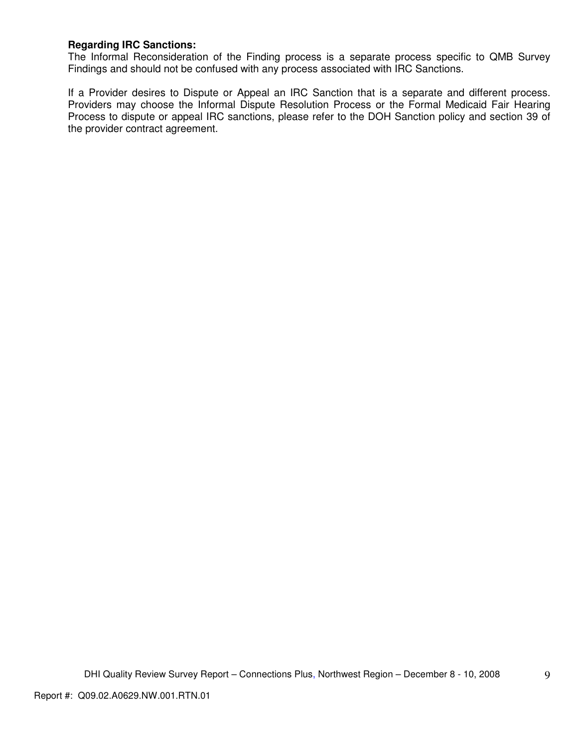**Regarding IRC Sanctions:**

The Informal Reconsideration of the Finding process is a separate process specific to QMB Survey Findings and should not be confused with any process associated with IRC Sanctions.

If a Provider desires to Dispute or Appeal an IRC Sanction that is a separate and different process. Providers may choose the Informal Dispute Resolution Process or the Formal Medicaid Fair Hearing Process to dispute or appeal IRC sanctions, please refer to the DOH Sanction policy and section 39 of the provider contract agreement.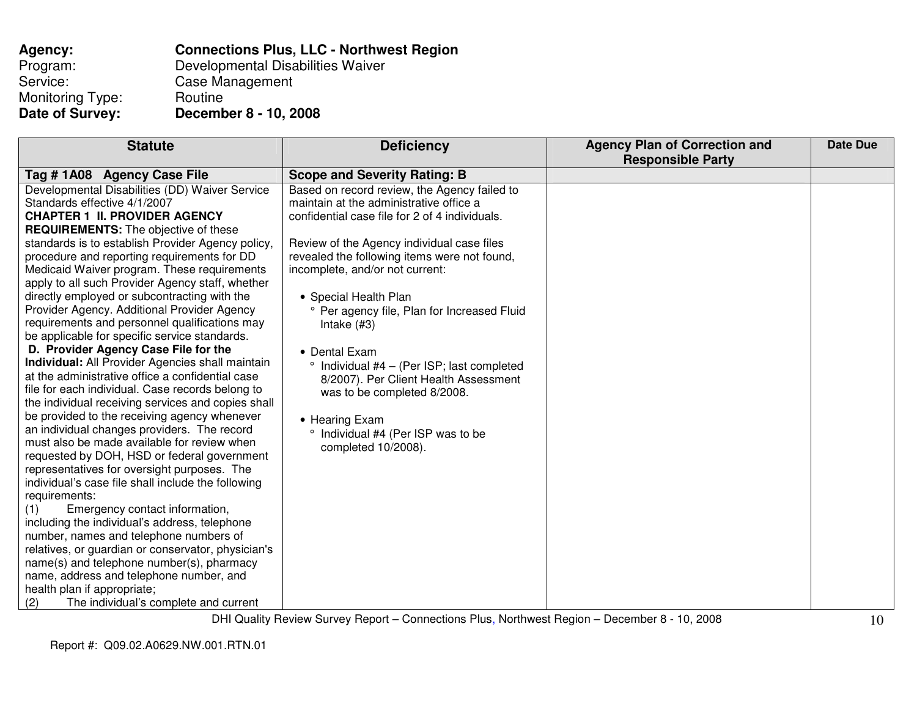**Agency:** **Connections Plus, LLC - Northwest Region**
Program: Developmental Disabilities Waiver
Service: Case Management
Monitoring Type: Routine
**Date of Survey:** **December 8 - 10, 2008**

| Statute | Deficiency | Agency Plan of Correction and Responsible Party | Date Due |
|---|---|---|---|
| **Tag # 1A08 Agency Case File** | **Scope and Severity Rating: B** | | |
| Developmental Disabilities (DD) Waiver Service Standards effective 4/1/2007<br>**CHAPTER 1 II. PROVIDER AGENCY REQUIREMENTS:** The objective of these standards is to establish Provider Agency policy, procedure and reporting requirements for DD Medicaid Waiver program. These requirements apply to all such Provider Agency staff, whether directly employed or subcontracting with the Provider Agency. Additional Provider Agency requirements and personnel qualifications may be applicable for specific service standards.<br>**D. Provider Agency Case File for the Individual:** All Provider Agencies shall maintain at the administrative office a confidential case file for each individual. Case records belong to the individual receiving services and copies shall be provided to the receiving agency whenever an individual changes providers. The record must also be made available for review when requested by DOH, HSD or federal government representatives for oversight purposes. The individual's case file shall include the following requirements:<br>(1) Emergency contact information, including the individual's address, telephone number, names and telephone numbers of relatives, or guardian or conservator, physician's name(s) and telephone number(s), pharmacy name, address and telephone number, and health plan if appropriate;<br>(2) The individual's complete and current | Based on record review, the Agency failed to maintain at the administrative office a confidential case file for 2 of 4 individuals.<br><br>Review of the Agency individual case files revealed the following items were not found, incomplete, and/or not current:<br><br>• Special Health Plan<br>° Per agency file, Plan for Increased Fluid Intake (#3)<br><br>• Dental Exam<br>° Individual #4 – (Per ISP; last completed 8/2007). Per Client Health Assessment was to be completed 8/2008.<br><br>• Hearing Exam<br>° Individual #4 (Per ISP was to be completed 10/2008). | | |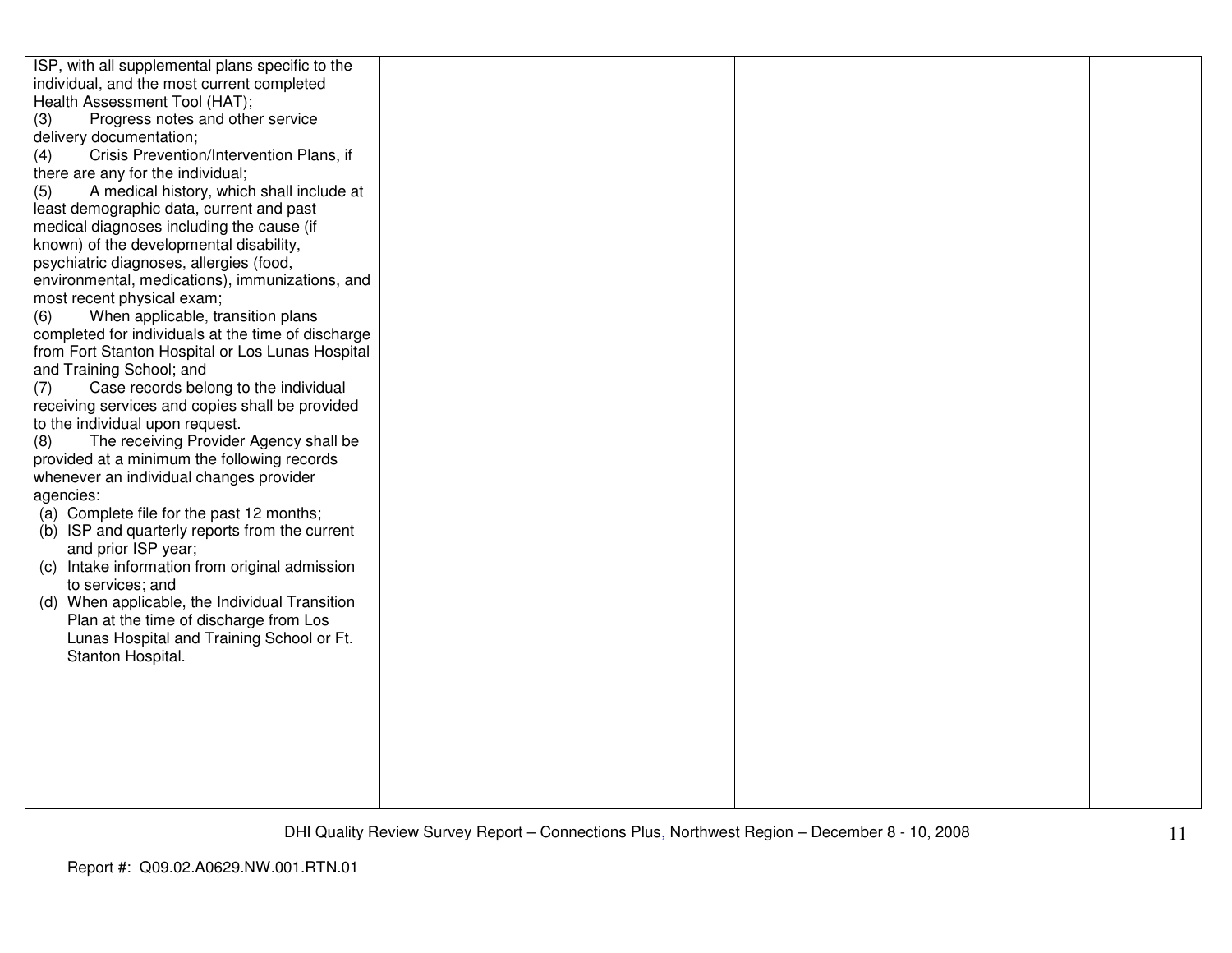| | | | |
|---|---|---|---|
| ISP, with all supplemental plans specific to the individual, and the most current completed Health Assessment Tool (HAT);<br>(3) Progress notes and other service delivery documentation;<br>(4) Crisis Prevention/Intervention Plans, if there are any for the individual;<br>(5) A medical history, which shall include at least demographic data, current and past medical diagnoses including the cause (if known) of the developmental disability, psychiatric diagnoses, allergies (food, environmental, medications), immunizations, and most recent physical exam;<br>(6) When applicable, transition plans completed for individuals at the time of discharge from Fort Stanton Hospital or Los Lunas Hospital and Training School; and<br>(7) Case records belong to the individual receiving services and copies shall be provided to the individual upon request.<br>(8) The receiving Provider Agency shall be provided at a minimum the following records whenever an individual changes provider agencies:<br>(a) Complete file for the past 12 months;<br>(b) ISP and quarterly reports from the current and prior ISP year;<br>(c) Intake information from original admission to services; and<br>(d) When applicable, the Individual Transition Plan at the time of discharge from Los Lunas Hospital and Training School or Ft. Stanton Hospital. | | | |

DHI Quality Review Survey Report – Connections Plus, Northwest Region – December 8 - 10, 2008

Report #: Q09.02.A0629.NW.001.RTN.01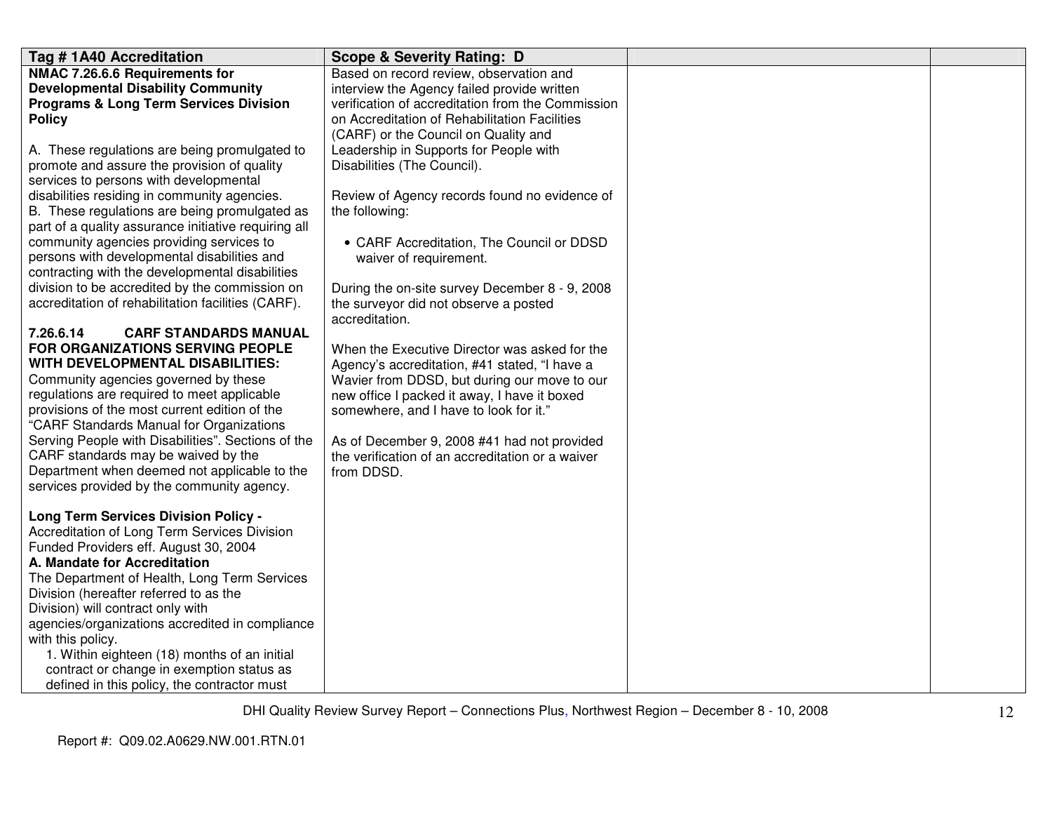| Tag # 1A40 Accreditation | Scope & Severity Rating: D | | |
|---|---|---|---|
| **NMAC 7.26.6.6 Requirements for Developmental Disability Community Programs & Long Term Services Division Policy**<br><br>A. These regulations are being promulgated to promote and assure the provision of quality services to persons with developmental disabilities residing in community agencies.<br>B. These regulations are being promulgated as part of a quality assurance initiative requiring all community agencies providing services to persons with developmental disabilities and contracting with the developmental disabilities division to be accredited by the commission on accreditation of rehabilitation facilities (CARF).<br><br>**7.26.6.14 CARF STANDARDS MANUAL FOR ORGANIZATIONS SERVING PEOPLE WITH DEVELOPMENTAL DISABILITIES:** Community agencies governed by these regulations are required to meet applicable provisions of the most current edition of the "CARF Standards Manual for Organizations Serving People with Disabilities". Sections of the CARF standards may be waived by the Department when deemed not applicable to the services provided by the community agency.<br><br>**Long Term Services Division Policy -** Accreditation of Long Term Services Division Funded Providers eff. August 30, 2004<br>**A. Mandate for Accreditation**<br>The Department of Health, Long Term Services Division (hereafter referred to as the Division) will contract only with agencies/organizations accredited in compliance with this policy.<br>1. Within eighteen (18) months of an initial contract or change in exemption status as defined in this policy, the contractor must | Based on record review, observation and interview the Agency failed provide written verification of accreditation from the Commission on Accreditation of Rehabilitation Facilities (CARF) or the Council on Quality and Leadership in Supports for People with Disabilities (The Council).<br><br>Review of Agency records found no evidence of the following:<br><br>• CARF Accreditation, The Council or DDSD waiver of requirement.<br><br>During the on-site survey December 8 - 9, 2008 the surveyor did not observe a posted accreditation.<br><br>When the Executive Director was asked for the Agency's accreditation, #41 stated, "I have a Wavier from DDSD, but during our move to our new office I packed it away, I have it boxed somewhere, and I have to look for it."<br><br>As of December 9, 2008 #41 had not provided the verification of an accreditation or a waiver from DDSD. | | |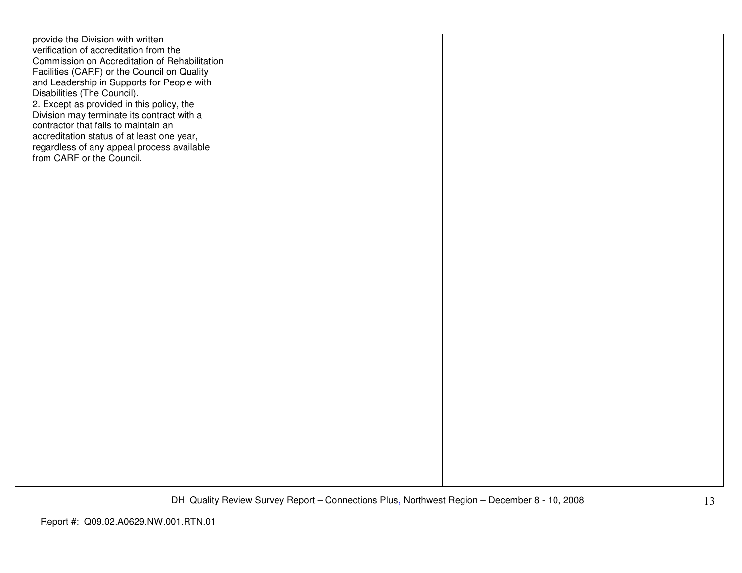| | | | |
|---|---|---|---|
| provide the Division with written verification of accreditation from the Commission on Accreditation of Rehabilitation Facilities (CARF) or the Council on Quality and Leadership in Supports for People with Disabilities (The Council).<br>2. Except as provided in this policy, the Division may terminate its contract with a contractor that fails to maintain an accreditation status of at least one year, regardless of any appeal process available from CARF or the Council. | | | |

Report #: Q09.02.A0629.NW.001.RTN.01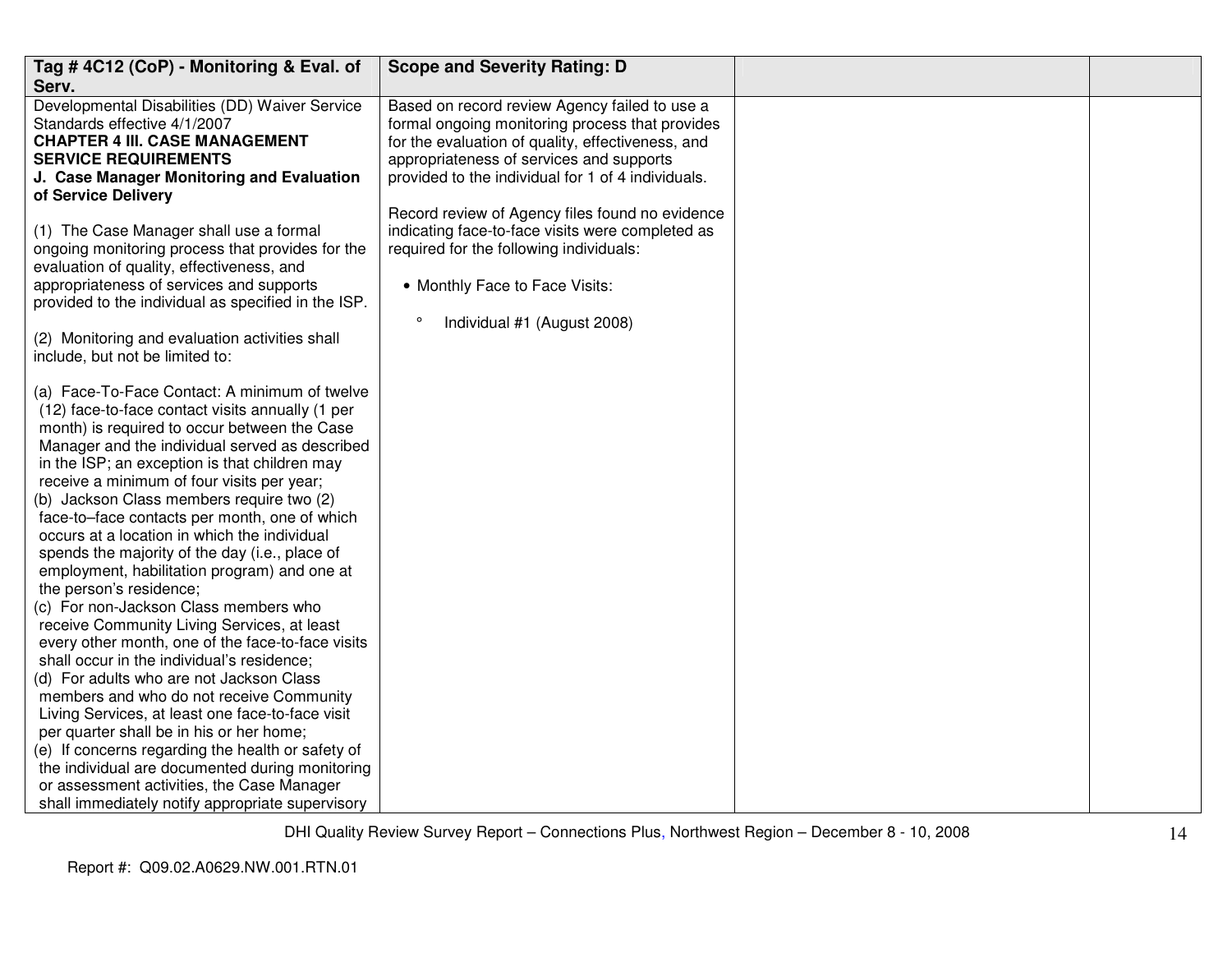| Tag # 4C12 (CoP) - Monitoring & Eval. of Serv. | Scope and Severity Rating: D | | |
|---|---|---|---|
| Developmental Disabilities (DD) Waiver Service Standards effective 4/1/2007<br>**CHAPTER 4 III. CASE MANAGEMENT SERVICE REQUIREMENTS**<br>**J. Case Manager Monitoring and Evaluation of Service Delivery**<br><br>(1) The Case Manager shall use a formal ongoing monitoring process that provides for the evaluation of quality, effectiveness, and appropriateness of services and supports provided to the individual as specified in the ISP.<br><br>(2) Monitoring and evaluation activities shall include, but not be limited to:<br><br>(a) Face-To-Face Contact: A minimum of twelve (12) face-to-face contact visits annually (1 per month) is required to occur between the Case Manager and the individual served as described in the ISP; an exception is that children may receive a minimum of four visits per year;<br>(b) Jackson Class members require two (2) face-to–face contacts per month, one of which occurs at a location in which the individual spends the majority of the day (i.e., place of employment, habilitation program) and one at the person's residence;<br>(c) For non-Jackson Class members who receive Community Living Services, at least every other month, one of the face-to-face visits shall occur in the individual's residence;<br>(d) For adults who are not Jackson Class members and who do not receive Community Living Services, at least one face-to-face visit per quarter shall be in his or her home;<br>(e) If concerns regarding the health or safety of the individual are documented during monitoring or assessment activities, the Case Manager shall immediately notify appropriate supervisory | Based on record review Agency failed to use a formal ongoing monitoring process that provides for the evaluation of quality, effectiveness, and appropriateness of services and supports provided to the individual for 1 of 4 individuals.<br><br>Record review of Agency files found no evidence indicating face-to-face visits were completed as required for the following individuals:<br><br>• Monthly Face to Face Visits:<br><br>° Individual #1 (August 2008) | | |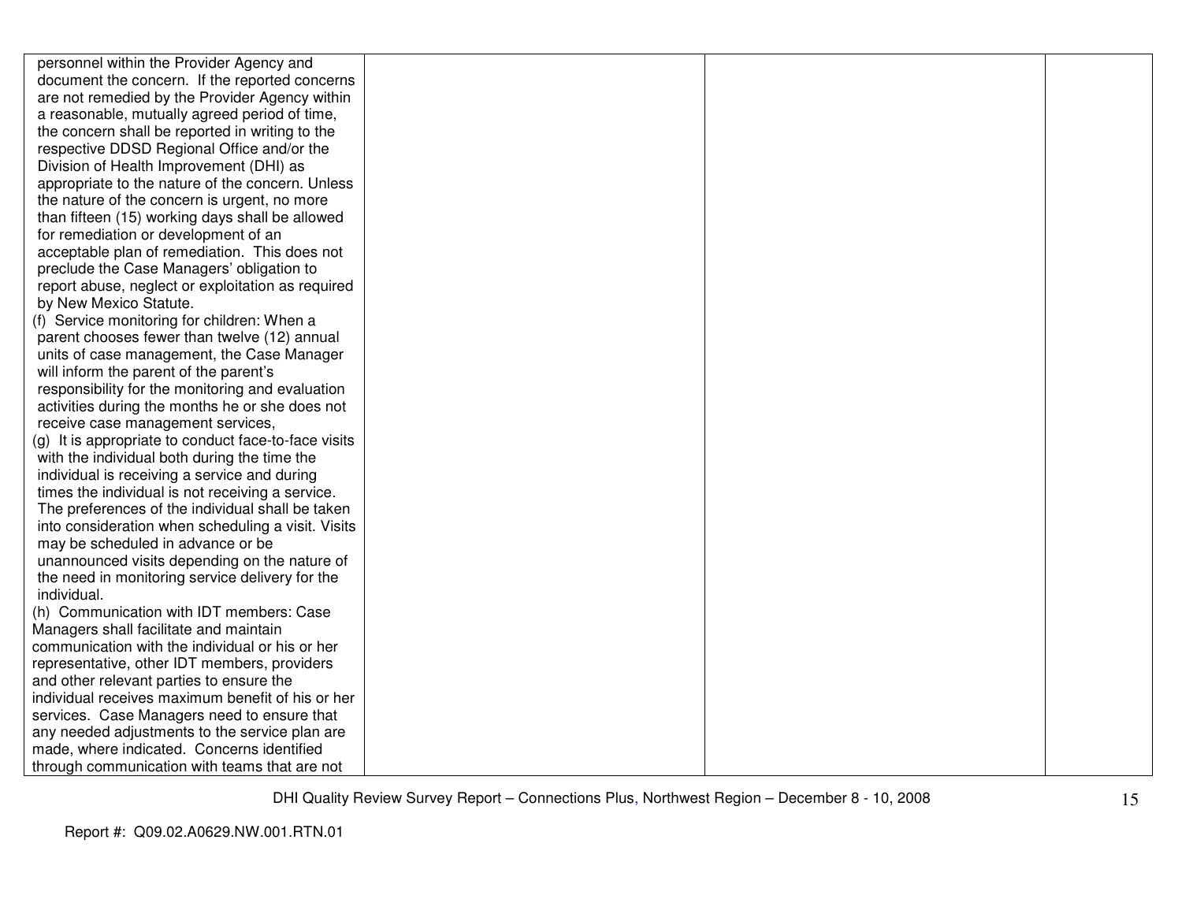| | | | |
|---|---|---|---|
| personnel within the Provider Agency and document the concern. If the reported concerns are not remedied by the Provider Agency within a reasonable, mutually agreed period of time, the concern shall be reported in writing to the respective DDSD Regional Office and/or the Division of Health Improvement (DHI) as appropriate to the nature of the concern. Unless the nature of the concern is urgent, no more than fifteen (15) working days shall be allowed for remediation or development of an acceptable plan of remediation. This does not preclude the Case Managers' obligation to report abuse, neglect or exploitation as required by New Mexico Statute.<br>(f) Service monitoring for children: When a parent chooses fewer than twelve (12) annual units of case management, the Case Manager will inform the parent of the parent's responsibility for the monitoring and evaluation activities during the months he or she does not receive case management services,<br>(g) It is appropriate to conduct face-to-face visits with the individual both during the time the individual is receiving a service and during times the individual is not receiving a service. The preferences of the individual shall be taken into consideration when scheduling a visit. Visits may be scheduled in advance or be unannounced visits depending on the nature of the need in monitoring service delivery for the individual.<br>(h) Communication with IDT members: Case Managers shall facilitate and maintain communication with the individual or his or her representative, other IDT members, providers and other relevant parties to ensure the individual receives maximum benefit of his or her services. Case Managers need to ensure that any needed adjustments to the service plan are made, where indicated. Concerns identified through communication with teams that are not | | | |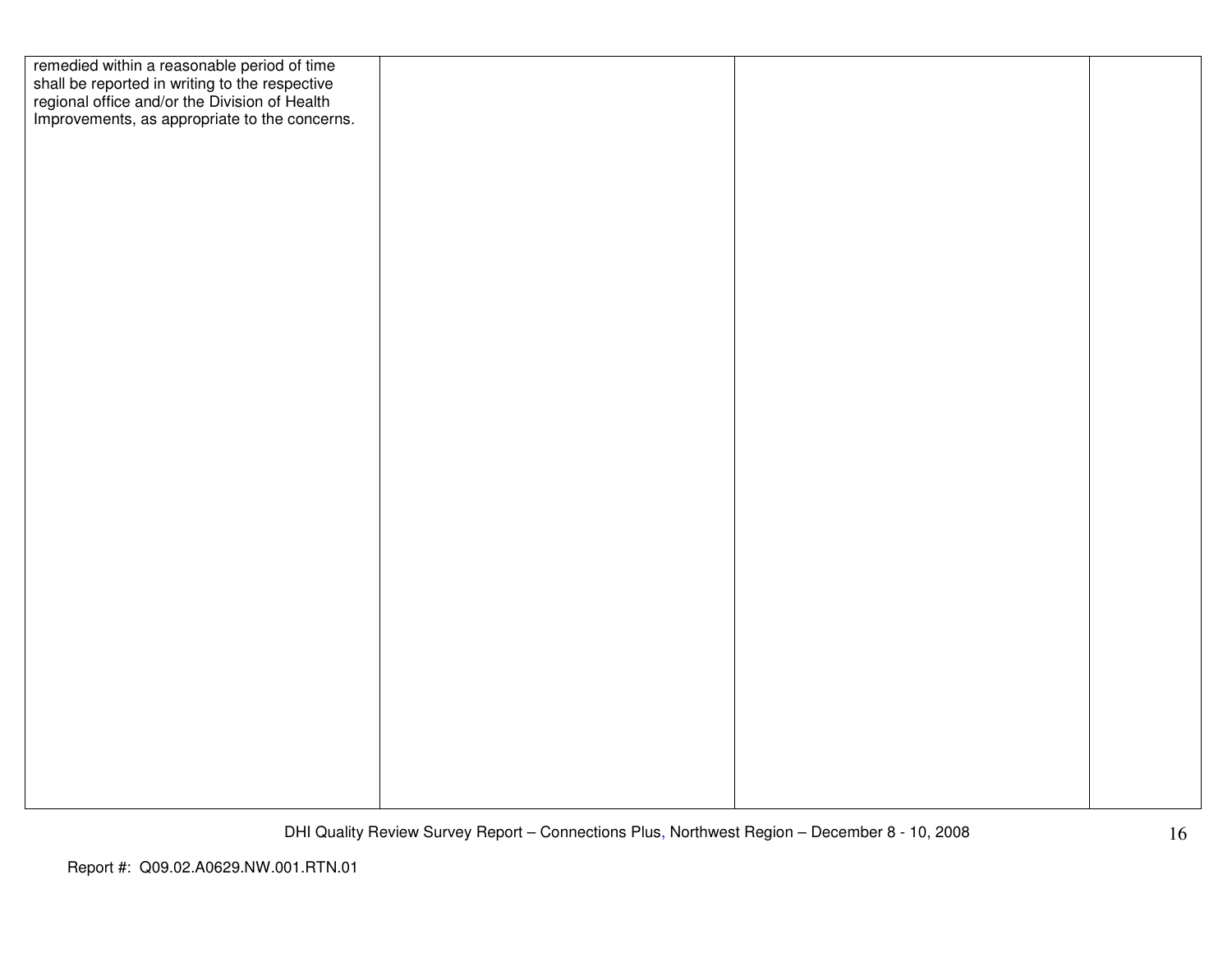| | | | |
|---|---|---|---|
| remedied within a reasonable period of time shall be reported in writing to the respective regional office and/or the Division of Health Improvements, as appropriate to the concerns. | | | |

Report #: Q09.02.A0629.NW.001.RTN.01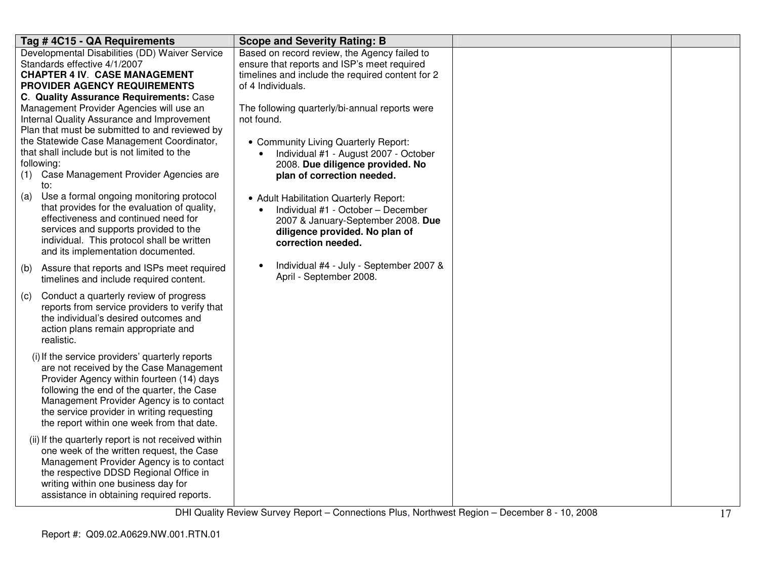| Tag # 4C15 - QA Requirements | Scope and Severity Rating: B | | |
|---|---|---|---|
| Developmental Disabilities (DD) Waiver Service Standards effective 4/1/2007<br>**CHAPTER 4 IV. CASE MANAGEMENT PROVIDER AGENCY REQUIREMENTS**<br>**C. Quality Assurance Requirements:** Case Management Provider Agencies will use an Internal Quality Assurance and Improvement Plan that must be submitted to and reviewed by the Statewide Case Management Coordinator, that shall include but is not limited to the following:<br>(1) Case Management Provider Agencies are to:<br>(a) Use a formal ongoing monitoring protocol that provides for the evaluation of quality, effectiveness and continued need for services and supports provided to the individual. This protocol shall be written and its implementation documented.<br>(b) Assure that reports and ISPs meet required timelines and include required content.<br>(c) Conduct a quarterly review of progress reports from service providers to verify that the individual's desired outcomes and action plans remain appropriate and realistic.<br>(i) If the service providers' quarterly reports are not received by the Case Management Provider Agency within fourteen (14) days following the end of the quarter, the Case Management Provider Agency is to contact the service provider in writing requesting the report within one week from that date.<br>(ii) If the quarterly report is not received within one week of the written request, the Case Management Provider Agency is to contact the respective DDSD Regional Office in writing within one business day for assistance in obtaining required reports. | Based on record review, the Agency failed to ensure that reports and ISP's meet required timelines and include the required content for 2 of 4 Individuals.<br><br>The following quarterly/bi-annual reports were not found.<br><br>• Community Living Quarterly Report:<br>&nbsp;&nbsp;• Individual #1 - August 2007 - October 2008. **Due diligence provided. No plan of correction needed.**<br><br>• Adult Habilitation Quarterly Report:<br>&nbsp;&nbsp;• Individual #1 - October – December 2007 & January-September 2008. **Due diligence provided. No plan of correction needed.**<br><br>&nbsp;&nbsp;• Individual #4 - July - September 2007 & April - September 2008. | | |

Report #: Q09.02.A0629.NW.001.RTN.01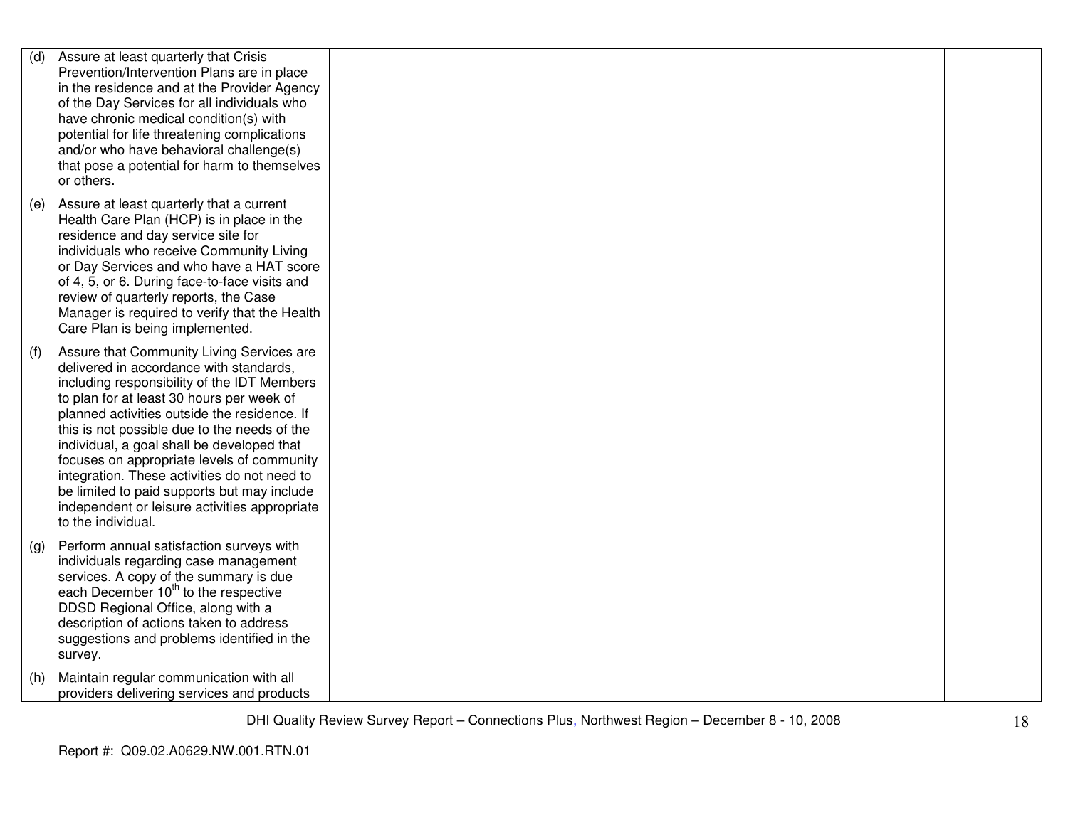| | | | |
|---|---|---|---|
| (d) Assure at least quarterly that Crisis Prevention/Intervention Plans are in place in the residence and at the Provider Agency of the Day Services for all individuals who have chronic medical condition(s) with potential for life threatening complications and/or who have behavioral challenge(s) that pose a potential for harm to themselves or others.<br><br>(e) Assure at least quarterly that a current Health Care Plan (HCP) is in place in the residence and day service site for individuals who receive Community Living or Day Services and who have a HAT score of 4, 5, or 6. During face-to-face visits and review of quarterly reports, the Case Manager is required to verify that the Health Care Plan is being implemented.<br><br>(f) Assure that Community Living Services are delivered in accordance with standards, including responsibility of the IDT Members to plan for at least 30 hours per week of planned activities outside the residence. If this is not possible due to the needs of the individual, a goal shall be developed that focuses on appropriate levels of community integration. These activities do not need to be limited to paid supports but may include independent or leisure activities appropriate to the individual.<br><br>(g) Perform annual satisfaction surveys with individuals regarding case management services. A copy of the summary is due each December 10th to the respective DDSD Regional Office, along with a description of actions taken to address suggestions and problems identified in the survey.<br><br>(h) Maintain regular communication with all providers delivering services and products | | | |

DHI Quality Review Survey Report – Connections Plus, Northwest Region – December 8 - 10, 2008

Report #: Q09.02.A0629.NW.001.RTN.01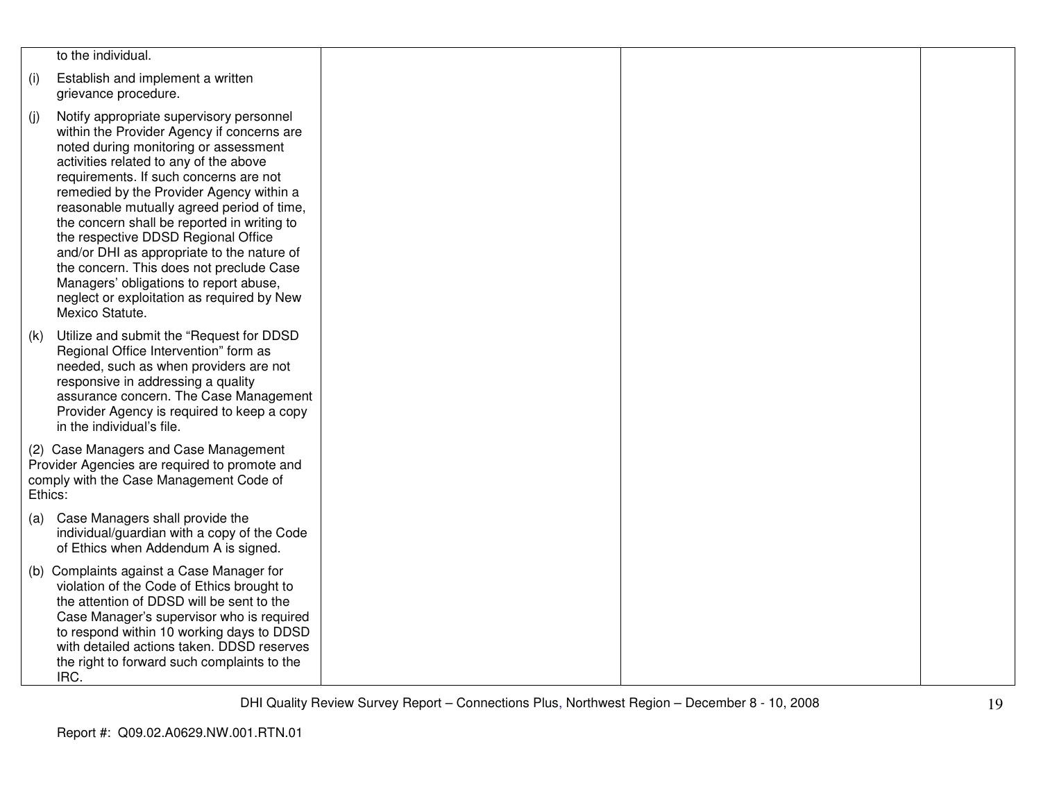| | | | |
|---|---|---|---|
| to the individual.<br><br>(i) Establish and implement a written grievance procedure.<br><br>(j) Notify appropriate supervisory personnel within the Provider Agency if concerns are noted during monitoring or assessment activities related to any of the above requirements. If such concerns are not remedied by the Provider Agency within a reasonable mutually agreed period of time, the concern shall be reported in writing to the respective DDSD Regional Office and/or DHI as appropriate to the nature of the concern. This does not preclude Case Managers' obligations to report abuse, neglect or exploitation as required by New Mexico Statute.<br><br>(k) Utilize and submit the "Request for DDSD Regional Office Intervention" form as needed, such as when providers are not responsive in addressing a quality assurance concern. The Case Management Provider Agency is required to keep a copy in the individual's file.<br><br>(2) Case Managers and Case Management Provider Agencies are required to promote and comply with the Case Management Code of Ethics:<br><br>(a) Case Managers shall provide the individual/guardian with a copy of the Code of Ethics when Addendum A is signed.<br><br>(b) Complaints against a Case Manager for violation of the Code of Ethics brought to the attention of DDSD will be sent to the Case Manager's supervisor who is required to respond within 10 working days to DDSD with detailed actions taken. DDSD reserves the right to forward such complaints to the IRC. | | | |

DHI Quality Review Survey Report – Connections Plus, Northwest Region – December 8 - 10, 2008

Report #: Q09.02.A0629.NW.001.RTN.01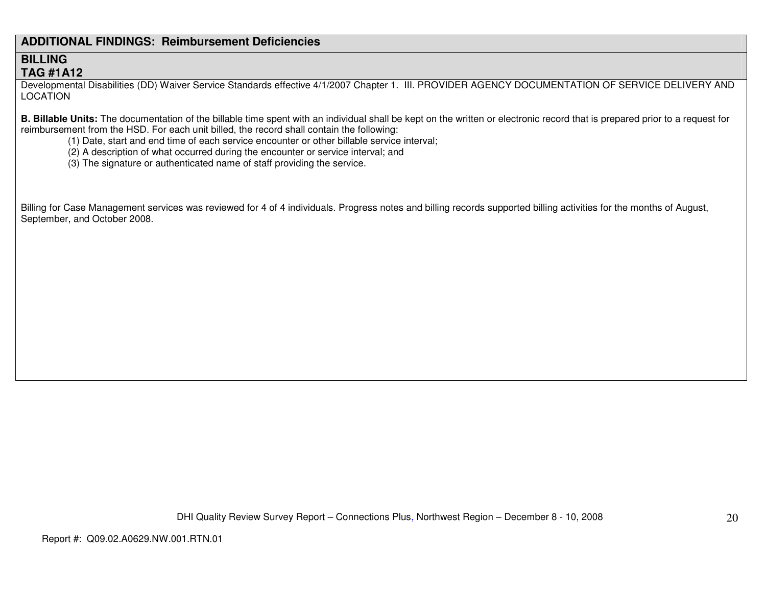## ADDITIONAL FINDINGS: Reimbursement Deficiencies

### BILLING
### TAG #1A12

Developmental Disabilities (DD) Waiver Service Standards effective 4/1/2007 Chapter 1. III. PROVIDER AGENCY DOCUMENTATION OF SERVICE DELIVERY AND LOCATION

**B. Billable Units:** The documentation of the billable time spent with an individual shall be kept on the written or electronic record that is prepared prior to a request for reimbursement from the HSD. For each unit billed, the record shall contain the following:

(1) Date, start and end time of each service encounter or other billable service interval;
(2) A description of what occurred during the encounter or service interval; and
(3) The signature or authenticated name of staff providing the service.

Billing for Case Management services was reviewed for 4 of 4 individuals. Progress notes and billing records supported billing activities for the months of August, September, and October 2008.